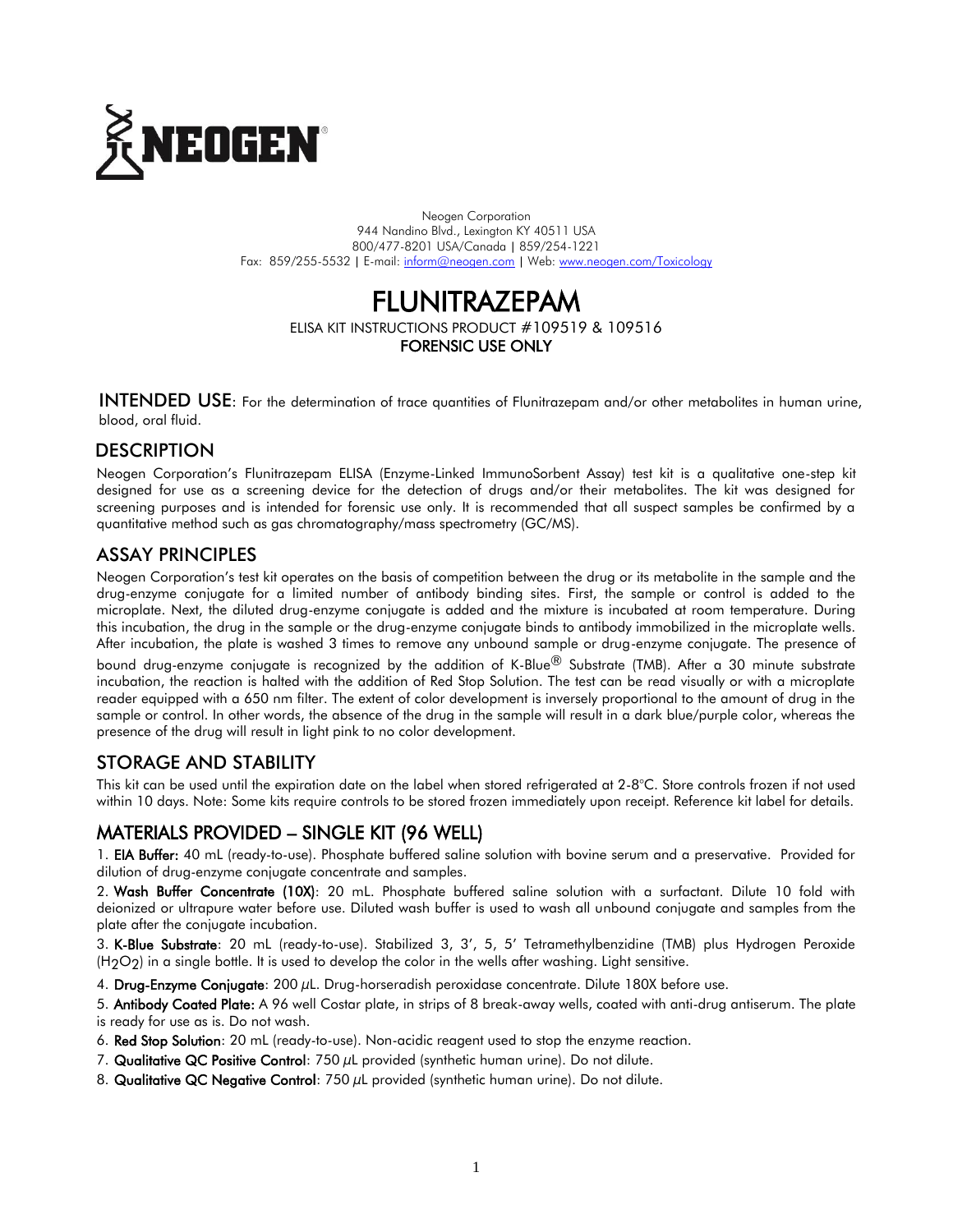NEOGEN®

Neogen Corporation
944 Nandino Blvd., Lexington KY 40511 USA
800/477-8201 USA/Canada | 859/254-1221
Fax: 859/255-5532 | E-mail: inform@neogen.com | Web: www.neogen.com/Toxicology

# FLUNITRAZEPAM

ELISA KIT INSTRUCTIONS PRODUCT #109519 & 109516

**FORENSIC USE ONLY**

**INTENDED USE**: For the determination of trace quantities of Flunitrazepam and/or other metabolites in human urine, blood, oral fluid.

## DESCRIPTION

Neogen Corporation's Flunitrazepam ELISA (Enzyme-Linked ImmunoSorbent Assay) test kit is a qualitative one-step kit designed for use as a screening device for the detection of drugs and/or their metabolites. The kit was designed for screening purposes and is intended for forensic use only. It is recommended that all suspect samples be confirmed by a quantitative method such as gas chromatography/mass spectrometry (GC/MS).

## ASSAY PRINCIPLES

Neogen Corporation's test kit operates on the basis of competition between the drug or its metabolite in the sample and the drug-enzyme conjugate for a limited number of antibody binding sites. First, the sample or control is added to the microplate. Next, the diluted drug-enzyme conjugate is added and the mixture is incubated at room temperature. During this incubation, the drug in the sample or the drug-enzyme conjugate binds to antibody immobilized in the microplate wells. After incubation, the plate is washed 3 times to remove any unbound sample or drug-enzyme conjugate. The presence of bound drug-enzyme conjugate is recognized by the addition of K-Blue® Substrate (TMB). After a 30 minute substrate incubation, the reaction is halted with the addition of Red Stop Solution. The test can be read visually or with a microplate reader equipped with a 650 nm filter. The extent of color development is inversely proportional to the amount of drug in the sample or control. In other words, the absence of the drug in the sample will result in a dark blue/purple color, whereas the presence of the drug will result in light pink to no color development.

## STORAGE AND STABILITY

This kit can be used until the expiration date on the label when stored refrigerated at 2-8°C. Store controls frozen if not used within 10 days. Note: Some kits require controls to be stored frozen immediately upon receipt. Reference kit label for details.

## MATERIALS PROVIDED – SINGLE KIT (96 WELL)

1. **EIA Buffer:** 40 mL (ready-to-use). Phosphate buffered saline solution with bovine serum and a preservative. Provided for dilution of drug-enzyme conjugate concentrate and samples.
2. **Wash Buffer Concentrate (10X)**: 20 mL. Phosphate buffered saline solution with a surfactant. Dilute 10 fold with deionized or ultrapure water before use. Diluted wash buffer is used to wash all unbound conjugate and samples from the plate after the conjugate incubation.
3. **K-Blue Substrate**: 20 mL (ready-to-use). Stabilized 3, 3′, 5, 5′ Tetramethylbenzidine (TMB) plus Hydrogen Peroxide ($H_2O_2$) in a single bottle. It is used to develop the color in the wells after washing. Light sensitive.
4. **Drug-Enzyme Conjugate**: 200 µL. Drug-horseradish peroxidase concentrate. Dilute 180X before use.
5. **Antibody Coated Plate:** A 96 well Costar plate, in strips of 8 break-away wells, coated with anti-drug antiserum. The plate is ready for use as is. Do not wash.
6. **Red Stop Solution**: 20 mL (ready-to-use). Non-acidic reagent used to stop the enzyme reaction.
7. **Qualitative QC Positive Control**: 750 µL provided (synthetic human urine). Do not dilute.
8. **Qualitative QC Negative Control**: 750 µL provided (synthetic human urine). Do not dilute.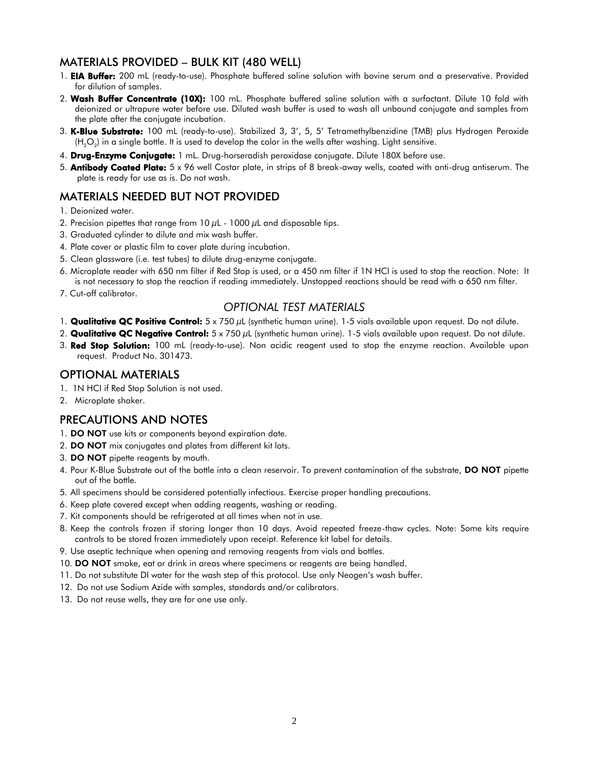## MATERIALS PROVIDED – BULK KIT (480 WELL)

1. **EIA Buffer:** 200 mL (ready-to-use). Phosphate buffered saline solution with bovine serum and a preservative. Provided for dilution of samples.
2. **Wash Buffer Concentrate (10X):** 100 mL. Phosphate buffered saline solution with a surfactant. Dilute 10 fold with deionized or ultrapure water before use. Diluted wash buffer is used to wash all unbound conjugate and samples from the plate after the conjugate incubation.
3. **K-Blue Substrate:** 100 mL (ready-to-use). Stabilized 3, 3′, 5, 5′ Tetramethylbenzidine (TMB) plus Hydrogen Peroxide ($H_2O_2$) in a single bottle. It is used to develop the color in the wells after washing. Light sensitive.
4. **Drug-Enzyme Conjugate:** 1 mL. Drug-horseradish peroxidase conjugate. Dilute 180X before use.
5. **Antibody Coated Plate:** 5 x 96 well Costar plate, in strips of 8 break-away wells, coated with anti-drug antiserum. The plate is ready for use as is. Do not wash.

## MATERIALS NEEDED BUT NOT PROVIDED

1. Deionized water.
2. Precision pipettes that range from 10 $\mu$L - 1000 $\mu$L and disposable tips.
3. Graduated cylinder to dilute and mix wash buffer.
4. Plate cover or plastic film to cover plate during incubation.
5. Clean glassware (i.e. test tubes) to dilute drug-enzyme conjugate.
6. Microplate reader with 650 nm filter if Red Stop is used, or a 450 nm filter if 1N HCl is used to stop the reaction. Note: It is not necessary to stop the reaction if reading immediately. Unstopped reactions should be read with a 650 nm filter.
7. Cut-off calibrator.

### *OPTIONAL TEST MATERIALS*

1. **Qualitative QC Positive Control:** 5 x 750 $\mu$L (synthetic human urine). 1-5 vials available upon request. Do not dilute.
2. **Qualitative QC Negative Control:** 5 x 750 $\mu$L (synthetic human urine). 1-5 vials available upon request. Do not dilute.
3. **Red Stop Solution:** 100 mL (ready-to-use). Non acidic reagent used to stop the enzyme reaction. Available upon request. Product No. 301473.

## OPTIONAL MATERIALS

1. 1N HCl if Red Stop Solution is not used.
2. Microplate shaker.

## PRECAUTIONS AND NOTES

1. **DO NOT** use kits or components beyond expiration date.
2. **DO NOT** mix conjugates and plates from different kit lots.
3. **DO NOT** pipette reagents by mouth.
4. Pour K-Blue Substrate out of the bottle into a clean reservoir. To prevent contamination of the substrate, **DO NOT** pipette out of the bottle.
5. All specimens should be considered potentially infectious. Exercise proper handling precautions.
6. Keep plate covered except when adding reagents, washing or reading.
7. Kit components should be refrigerated at all times when not in use.
8. Keep the controls frozen if storing longer than 10 days. Avoid repeated freeze-thaw cycles. Note: Some kits require controls to be stored frozen immediately upon receipt. Reference kit label for details.
9. Use aseptic technique when opening and removing reagents from vials and bottles.
10. **DO NOT** smoke, eat or drink in areas where specimens or reagents are being handled.
11. Do not substitute DI water for the wash step of this protocol. Use only Neogen's wash buffer.
12. Do not use Sodium Azide with samples, standards and/or calibrators.
13. Do not reuse wells, they are for one use only.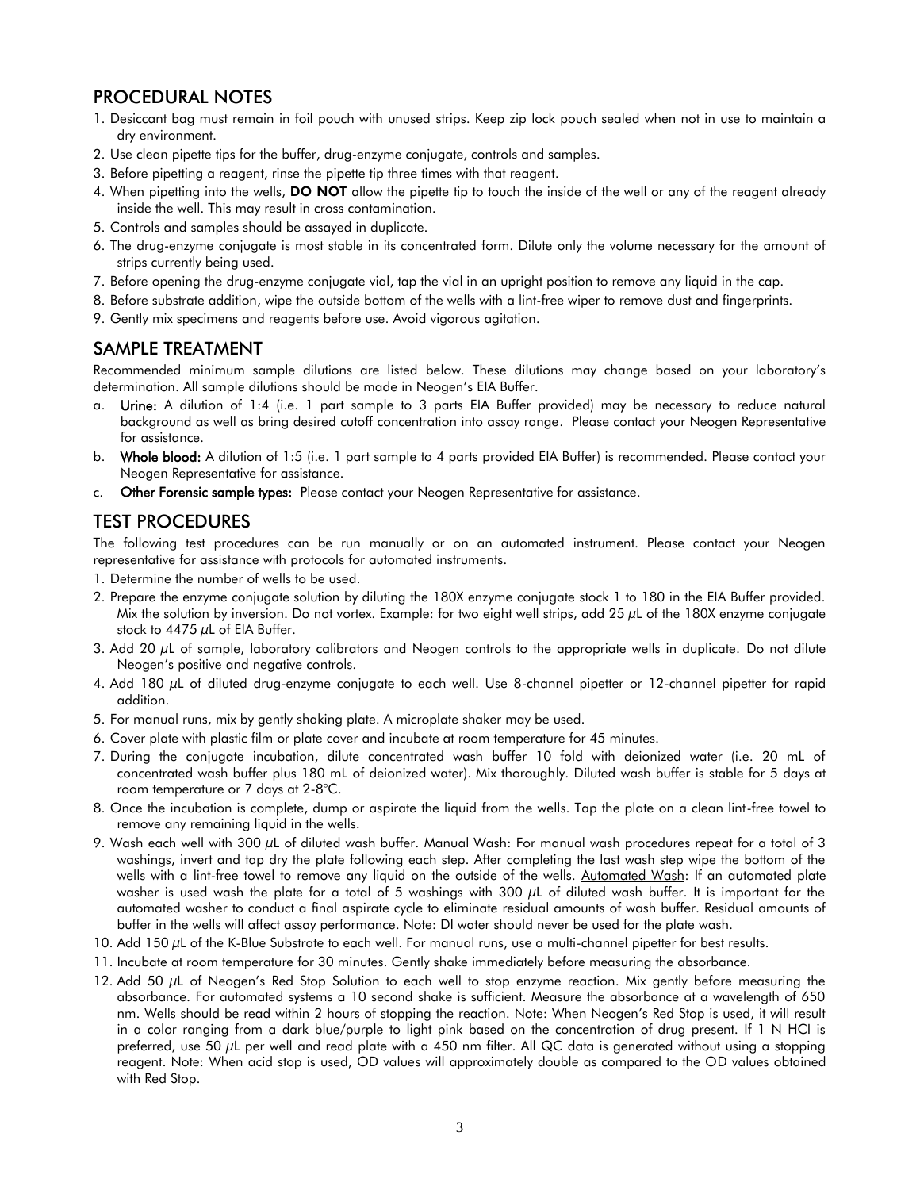## PROCEDURAL NOTES

1. Desiccant bag must remain in foil pouch with unused strips. Keep zip lock pouch sealed when not in use to maintain a dry environment.
2. Use clean pipette tips for the buffer, drug-enzyme conjugate, controls and samples.
3. Before pipetting a reagent, rinse the pipette tip three times with that reagent.
4. When pipetting into the wells, **DO NOT** allow the pipette tip to touch the inside of the well or any of the reagent already inside the well. This may result in cross contamination.
5. Controls and samples should be assayed in duplicate.
6. The drug-enzyme conjugate is most stable in its concentrated form. Dilute only the volume necessary for the amount of strips currently being used.
7. Before opening the drug-enzyme conjugate vial, tap the vial in an upright position to remove any liquid in the cap.
8. Before substrate addition, wipe the outside bottom of the wells with a lint-free wiper to remove dust and fingerprints.
9. Gently mix specimens and reagents before use. Avoid vigorous agitation.

## SAMPLE TREATMENT

Recommended minimum sample dilutions are listed below. These dilutions may change based on your laboratory's determination. All sample dilutions should be made in Neogen's EIA Buffer.

a. **Urine:** A dilution of 1:4 (i.e. 1 part sample to 3 parts EIA Buffer provided) may be necessary to reduce natural background as well as bring desired cutoff concentration into assay range. Please contact your Neogen Representative for assistance.
b. **Whole blood:** A dilution of 1:5 (i.e. 1 part sample to 4 parts provided EIA Buffer) is recommended. Please contact your Neogen Representative for assistance.
c. **Other Forensic sample types:** Please contact your Neogen Representative for assistance.

## TEST PROCEDURES

The following test procedures can be run manually or on an automated instrument. Please contact your Neogen representative for assistance with protocols for automated instruments.

1. Determine the number of wells to be used.
2. Prepare the enzyme conjugate solution by diluting the 180X enzyme conjugate stock 1 to 180 in the EIA Buffer provided. Mix the solution by inversion. Do not vortex. Example: for two eight well strips, add 25 µL of the 180X enzyme conjugate stock to 4475 µL of EIA Buffer.
3. Add 20 µL of sample, laboratory calibrators and Neogen controls to the appropriate wells in duplicate. Do not dilute Neogen's positive and negative controls.
4. Add 180 µL of diluted drug-enzyme conjugate to each well. Use 8-channel pipetter or 12-channel pipetter for rapid addition.
5. For manual runs, mix by gently shaking plate. A microplate shaker may be used.
6. Cover plate with plastic film or plate cover and incubate at room temperature for 45 minutes.
7. During the conjugate incubation, dilute concentrated wash buffer 10 fold with deionized water (i.e. 20 mL of concentrated wash buffer plus 180 mL of deionized water). Mix thoroughly. Diluted wash buffer is stable for 5 days at room temperature or 7 days at 2-8°C.
8. Once the incubation is complete, dump or aspirate the liquid from the wells. Tap the plate on a clean lint-free towel to remove any remaining liquid in the wells.
9. Wash each well with 300 µL of diluted wash buffer. Manual Wash: For manual wash procedures repeat for a total of 3 washings, invert and tap dry the plate following each step. After completing the last wash step wipe the bottom of the wells with a lint-free towel to remove any liquid on the outside of the wells. Automated Wash: If an automated plate washer is used wash the plate for a total of 5 washings with 300 µL of diluted wash buffer. It is important for the automated washer to conduct a final aspirate cycle to eliminate residual amounts of wash buffer. Residual amounts of buffer in the wells will affect assay performance. Note: DI water should never be used for the plate wash.
10. Add 150 µL of the K-Blue Substrate to each well. For manual runs, use a multi-channel pipetter for best results.
11. Incubate at room temperature for 30 minutes. Gently shake immediately before measuring the absorbance.
12. Add 50 µL of Neogen's Red Stop Solution to each well to stop enzyme reaction. Mix gently before measuring the absorbance. For automated systems a 10 second shake is sufficient. Measure the absorbance at a wavelength of 650 nm. Wells should be read within 2 hours of stopping the reaction. Note: When Neogen's Red Stop is used, it will result in a color ranging from a dark blue/purple to light pink based on the concentration of drug present. If 1 N HCl is preferred, use 50 µL per well and read plate with a 450 nm filter. All QC data is generated without using a stopping reagent. Note: When acid stop is used, OD values will approximately double as compared to the OD values obtained with Red Stop.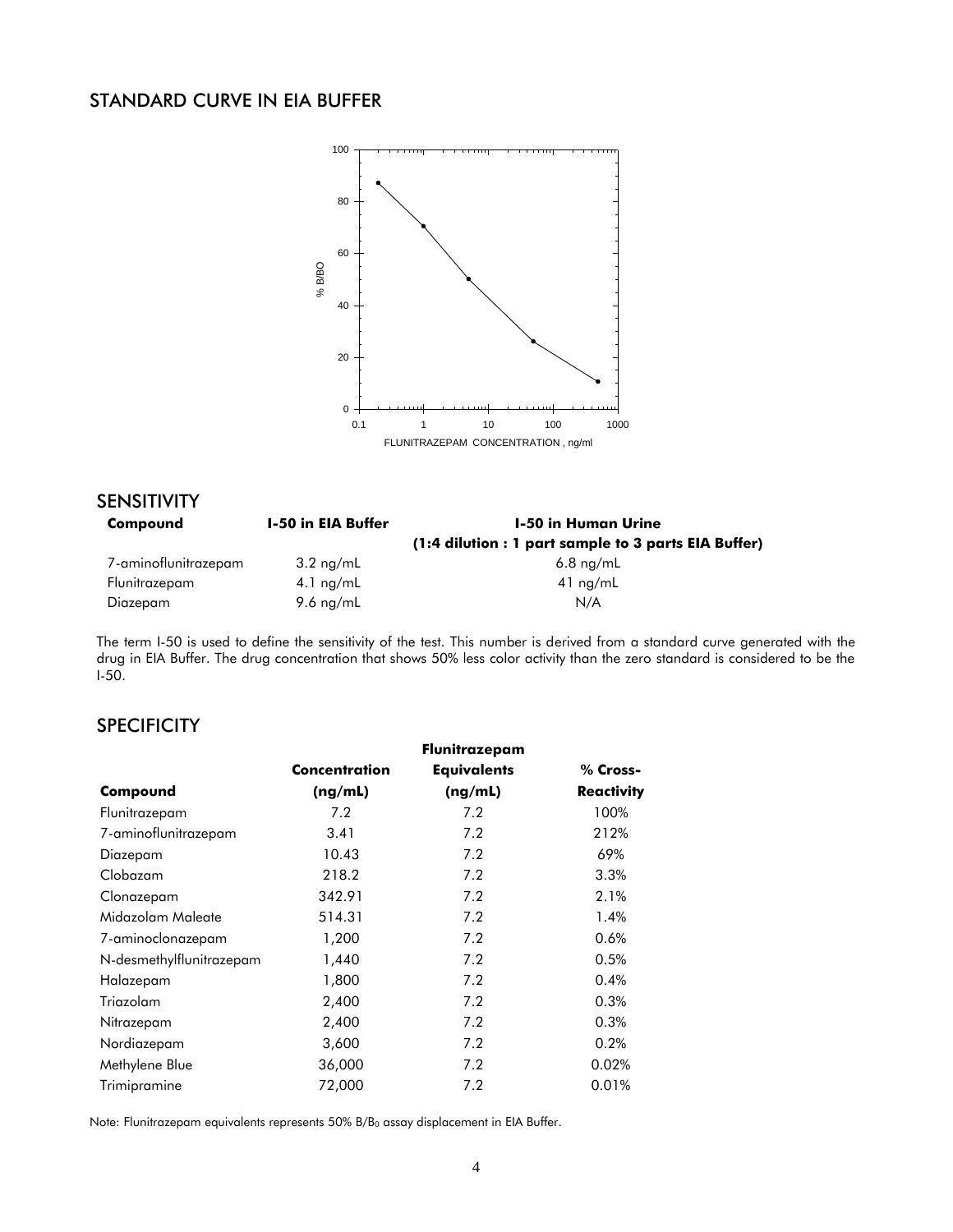## STANDARD CURVE IN EIA BUFFER

## SENSITIVITY

| Compound | I-50 in EIA Buffer | I-50 in Human Urine (1:4 dilution : 1 part sample to 3 parts EIA Buffer) |
|---|---|---|
| 7-aminoflunitrazepam | 3.2 ng/mL | 6.8 ng/mL |
| Flunitrazepam | 4.1 ng/mL | 41 ng/mL |
| Diazepam | 9.6 ng/mL | N/A |

The term I-50 is used to define the sensitivity of the test. This number is derived from a standard curve generated with the drug in EIA Buffer. The drug concentration that shows 50% less color activity than the zero standard is considered to be the I-50.

## SPECIFICITY

| Compound | Concentration (ng/mL) | Flunitrazepam Equivalents (ng/mL) | % Cross-Reactivity |
|---|---|---|---|
| Flunitrazepam | 7.2 | 7.2 | 100% |
| 7-aminoflunitrazepam | 3.41 | 7.2 | 212% |
| Diazepam | 10.43 | 7.2 | 69% |
| Clobazam | 218.2 | 7.2 | 3.3% |
| Clonazepam | 342.91 | 7.2 | 2.1% |
| Midazolam Maleate | 514.31 | 7.2 | 1.4% |
| 7-aminoclonazepam | 1,200 | 7.2 | 0.6% |
| N-desmethylflunitrazepam | 1,440 | 7.2 | 0.5% |
| Halazepam | 1,800 | 7.2 | 0.4% |
| Triazolam | 2,400 | 7.2 | 0.3% |
| Nitrazepam | 2,400 | 7.2 | 0.3% |
| Nordiazepam | 3,600 | 7.2 | 0.2% |
| Methylene Blue | 36,000 | 7.2 | 0.02% |
| Trimipramine | 72,000 | 7.2 | 0.01% |

Note: Flunitrazepam equivalents represents 50% $B/B_0$ assay displacement in EIA Buffer.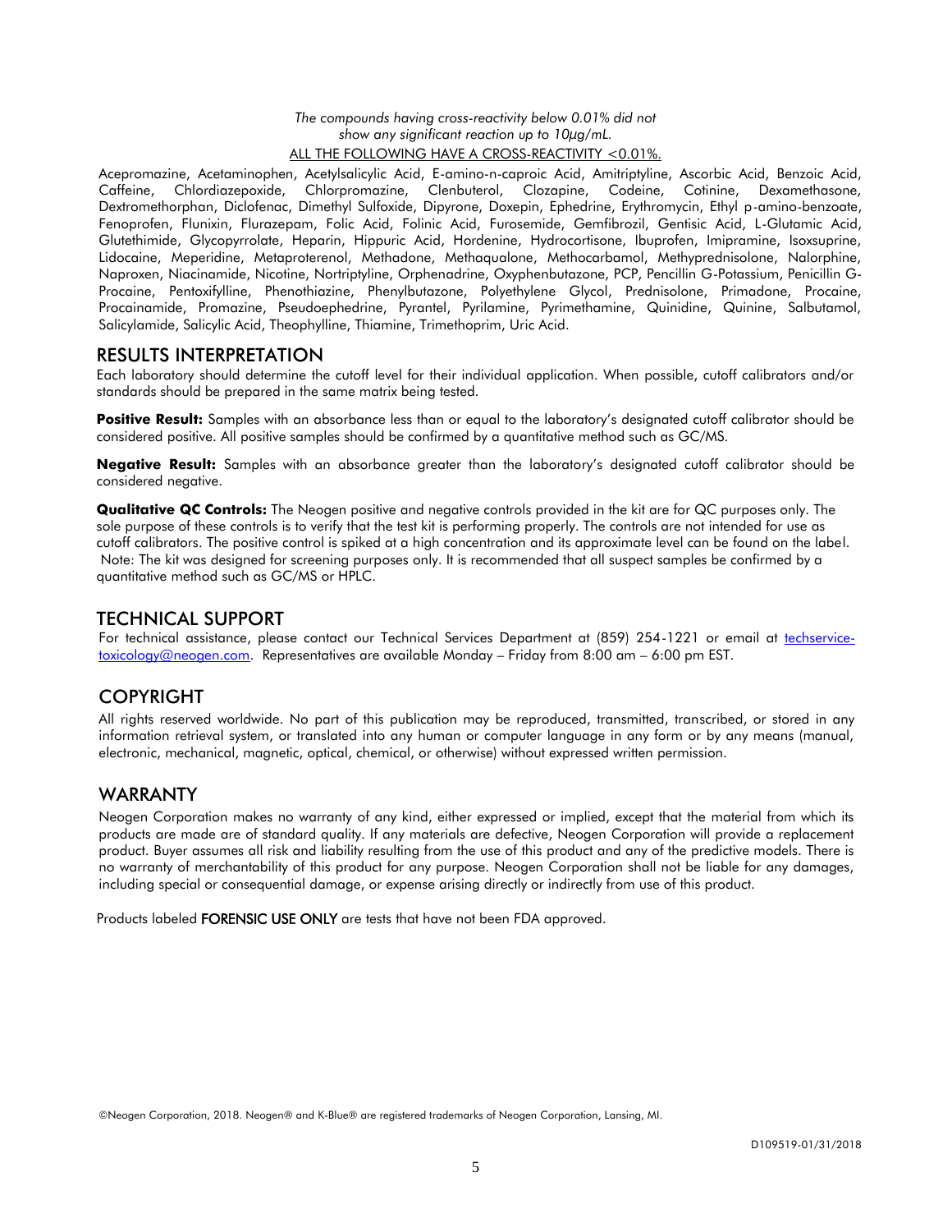*The compounds having cross-reactivity below 0.01% did not show any significant reaction up to 10µg/mL.*

ALL THE FOLLOWING HAVE A CROSS-REACTIVITY <0.01%.

Acepromazine, Acetaminophen, Acetylsalicylic Acid, E-amino-n-caproic Acid, Amitriptyline, Ascorbic Acid, Benzoic Acid, Caffeine, Chlordiazepoxide, Chlorpromazine, Clenbuterol, Clozapine, Codeine, Cotinine, Dexamethasone, Dextromethorphan, Diclofenac, Dimethyl Sulfoxide, Dipyrone, Doxepin, Ephedrine, Erythromycin, Ethyl p-amino-benzoate, Fenoprofen, Flunixin, Flurazepam, Folic Acid, Folinic Acid, Furosemide, Gemfibrozil, Gentisic Acid, L-Glutamic Acid, Glutethimide, Glycopyrrolate, Heparin, Hippuric Acid, Hordenine, Hydrocortisone, Ibuprofen, Imipramine, Isoxsuprine, Lidocaine, Meperidine, Metaproterenol, Methadone, Methaqualone, Methocarbamol, Methyprednisolone, Nalorphine, Naproxen, Niacinamide, Nicotine, Nortriptyline, Orphenadrine, Oxyphenbutazone, PCP, Pencillin G-Potassium, Penicillin G-Procaine, Pentoxifylline, Phenothiazine, Phenylbutazone, Polyethylene Glycol, Prednisolone, Primadone, Procaine, Procainamide, Promazine, Pseudoephedrine, Pyrantel, Pyrilamine, Pyrimethamine, Quinidine, Quinine, Salbutamol, Salicylamide, Salicylic Acid, Theophylline, Thiamine, Trimethoprim, Uric Acid.

## RESULTS INTERPRETATION

Each laboratory should determine the cutoff level for their individual application. When possible, cutoff calibrators and/or standards should be prepared in the same matrix being tested.

**Positive Result:** Samples with an absorbance less than or equal to the laboratory's designated cutoff calibrator should be considered positive. All positive samples should be confirmed by a quantitative method such as GC/MS.

**Negative Result:** Samples with an absorbance greater than the laboratory's designated cutoff calibrator should be considered negative.

**Qualitative QC Controls:** The Neogen positive and negative controls provided in the kit are for QC purposes only. The sole purpose of these controls is to verify that the test kit is performing properly. The controls are not intended for use as cutoff calibrators. The positive control is spiked at a high concentration and its approximate level can be found on the label. Note: The kit was designed for screening purposes only. It is recommended that all suspect samples be confirmed by a quantitative method such as GC/MS or HPLC.

## TECHNICAL SUPPORT

For technical assistance, please contact our Technical Services Department at (859) 254-1221 or email at techservice-toxicology@neogen.com. Representatives are available Monday – Friday from 8:00 am – 6:00 pm EST.

## COPYRIGHT

All rights reserved worldwide. No part of this publication may be reproduced, transmitted, transcribed, or stored in any information retrieval system, or translated into any human or computer language in any form or by any means (manual, electronic, mechanical, magnetic, optical, chemical, or otherwise) without expressed written permission.

## WARRANTY

Neogen Corporation makes no warranty of any kind, either expressed or implied, except that the material from which its products are made are of standard quality. If any materials are defective, Neogen Corporation will provide a replacement product. Buyer assumes all risk and liability resulting from the use of this product and any of the predictive models. There is no warranty of merchantability of this product for any purpose. Neogen Corporation shall not be liable for any damages, including special or consequential damage, or expense arising directly or indirectly from use of this product.

Products labeled **FORENSIC USE ONLY** are tests that have not been FDA approved.

©Neogen Corporation, 2018. Neogen® and K-Blue® are registered trademarks of Neogen Corporation, Lansing, MI.

D109519-01/31/2018